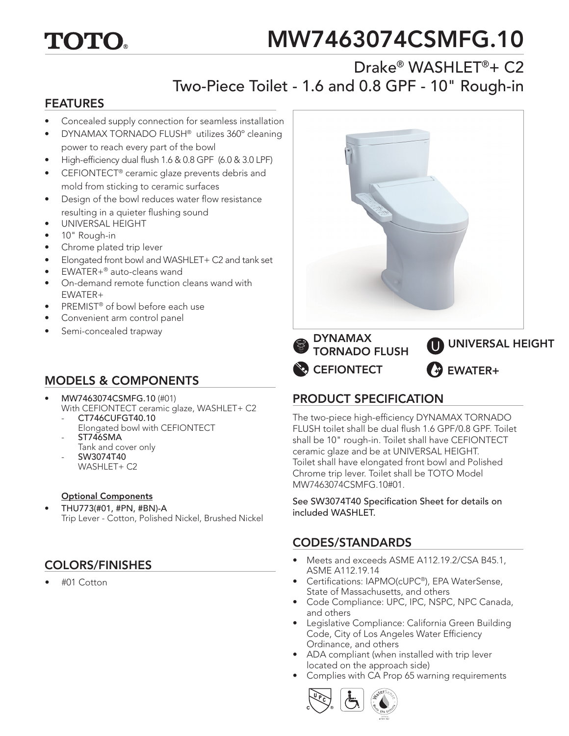TOTO®

# MW7463074CSMFG.10

## Drake® WASHLET®+ C2
## Two-Piece Toilet - 1.6 and 0.8 GPF - 10" Rough-in

## FEATURES

- Concealed supply connection for seamless installation
- DYNAMAX TORNADO FLUSH® utilizes 360° cleaning power to reach every part of the bowl
- High-efficiency dual flush 1.6 & 0.8 GPF (6.0 & 3.0 LPF)
- CEFIONTECT® ceramic glaze prevents debris and mold from sticking to ceramic surfaces
- Design of the bowl reduces water flow resistance resulting in a quieter flushing sound
- UNIVERSAL HEIGHT
- 10" Rough-in
- Chrome plated trip lever
- Elongated front bowl and WASHLET+ C2 and tank set
- EWATER+® auto-cleans wand
- On-demand remote function cleans wand with EWATER+
- PREMIST® of bowl before each use
- Convenient arm control panel
- Semi-concealed trapway

DYNAMAX TORNADO FLUSH

UNIVERSAL HEIGHT

CEFIONTECT

EWATER+

## MODELS & COMPONENTS

- MW7463074CSMFG.10 (#01)
  With CEFIONTECT ceramic glaze, WASHLET+ C2
  - CT746CUFGT40.10
    Elongated bowl with CEFIONTECT
  - ST746SMA
    Tank and cover only
  - SW3074T40
    WASHLET+ C2

**Optional Components**

- THU773(#01, #PN, #BN)-A
  Trip Lever - Cotton, Polished Nickel, Brushed Nickel

## COLORS/FINISHES

- #01 Cotton

## PRODUCT SPECIFICATION

The two-piece high-efficiency DYNAMAX TORNADO FLUSH toilet shall be dual flush 1.6 GPF/0.8 GPF. Toilet shall be 10" rough-in. Toilet shall have CEFIONTECT ceramic glaze and be at UNIVERSAL HEIGHT. Toilet shall have elongated front bowl and Polished Chrome trip lever. Toilet shall be TOTO Model MW7463074CSMFG.10#01.

See SW3074T40 Specification Sheet for details on included WASHLET.

## CODES/STANDARDS

- Meets and exceeds ASME A112.19.2/CSA B45.1, ASME A112.19.14
- Certifications: IAPMO(cUPC®), EPA WaterSense, State of Massachusetts, and others
- Code Compliance: UPC, IPC, NSPC, NPC Canada, and others
- Legislative Compliance: California Green Building Code, City of Los Angeles Water Efficiency Ordinance, and others
- ADA compliant (when installed with trip lever located on the approach side)
- Complies with CA Prop 65 warning requirements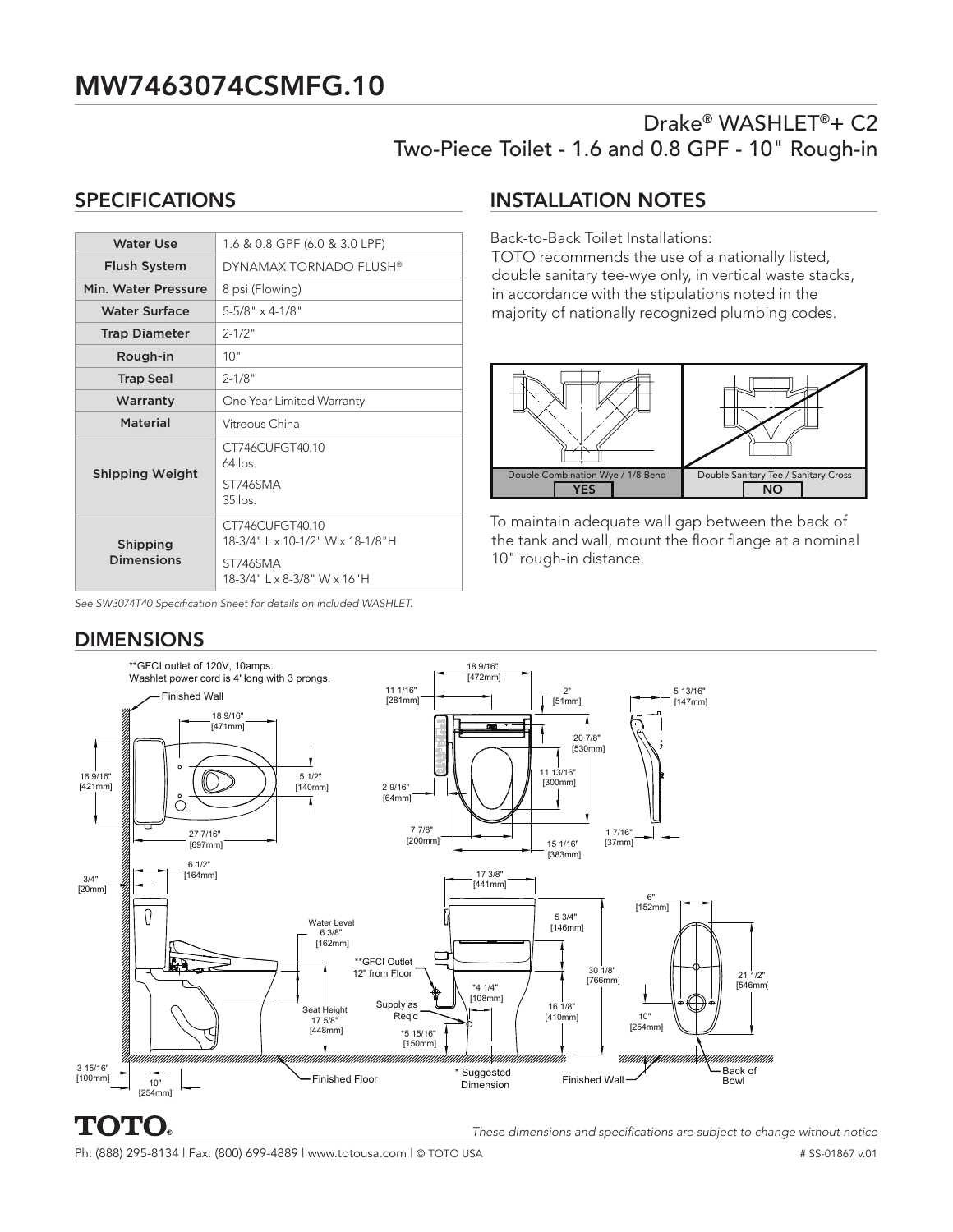# MW7463074CSMFG.10

## Drake® WASHLET®+ C2
## Two-Piece Toilet - 1.6 and 0.8 GPF - 10" Rough-in

## SPECIFICATIONS

| | |
|---|---|
| Water Use | 1.6 & 0.8 GPF (6.0 & 3.0 LPF) |
| Flush System | DYNAMAX TORNADO FLUSH® |
| Min. Water Pressure | 8 psi (Flowing) |
| Water Surface | 5-5/8" x 4-1/8" |
| Trap Diameter | 2-1/2" |
| Rough-in | 10" |
| Trap Seal | 2-1/8" |
| Warranty | One Year Limited Warranty |
| Material | Vitreous China |
| Shipping Weight | CT746CUFGT40.10 64 lbs. ST746SMA 35 lbs. |
| Shipping Dimensions | CT746CUFGT40.10 18-3/4" L x 10-1/2" W x 18-1/8"H ST746SMA 18-3/4" L x 8-3/8" W x 16"H |

*See SW3074T40 Specification Sheet for details on included WASHLET.*

## INSTALLATION NOTES

Back-to-Back Toilet Installations:
TOTO recommends the use of a nationally listed, double sanitary tee-wye only, in vertical waste stacks, in accordance with the stipulations noted in the majority of nationally recognized plumbing codes.

Double Combination Wye / 1/8 Bend
YES

Double Sanitary Tee / Sanitary Cross
NO

To maintain adequate wall gap between the back of the tank and wall, mount the floor flange at a nominal 10" rough-in distance.

## DIMENSIONS

**GFCI outlet of 120V, 10amps.
Washlet power cord is 4' long with 3 prongs.

Finished Wall
18 9/16" [471mm]
16 9/16" [421mm]
5 1/2" [140mm]
27 7/16" [697mm]
18 9/16" [472mm]
11 1/16" [281mm]
2" [51mm]
5 13/16" [147mm]
20 7/8" [530mm]
11 13/16" [300mm]
2 9/16" [64mm]
7 7/8" [200mm]
15 1/16" [383mm]
1 7/16" [37mm]
3/4" [20mm]
6 1/2" [164mm]
17 3/8" [441mm]
6" [152mm]
Water Level 6 3/8" [162mm]
5 3/4" [146mm]
**GFCI Outlet 12" from Floor
30 1/8" [766mm]
21 1/2" [546mm]
*4 1/4" [108mm]
Supply as Req'd
16 1/8" [410mm]
Seat Height 17 5/8" [448mm]
*5 15/16" [150mm]
10" [254mm]
3 15/16" [100mm]
10" [254mm]
Finished Floor
* Suggested Dimension
Finished Wall
Back of Bowl

*These dimensions and specifications are subject to change without notice*

TOTO®

Ph: (888) 295-8134 | Fax: (800) 699-4889 | www.totousa.com | © TOTO USA

# SS-01867 v.01